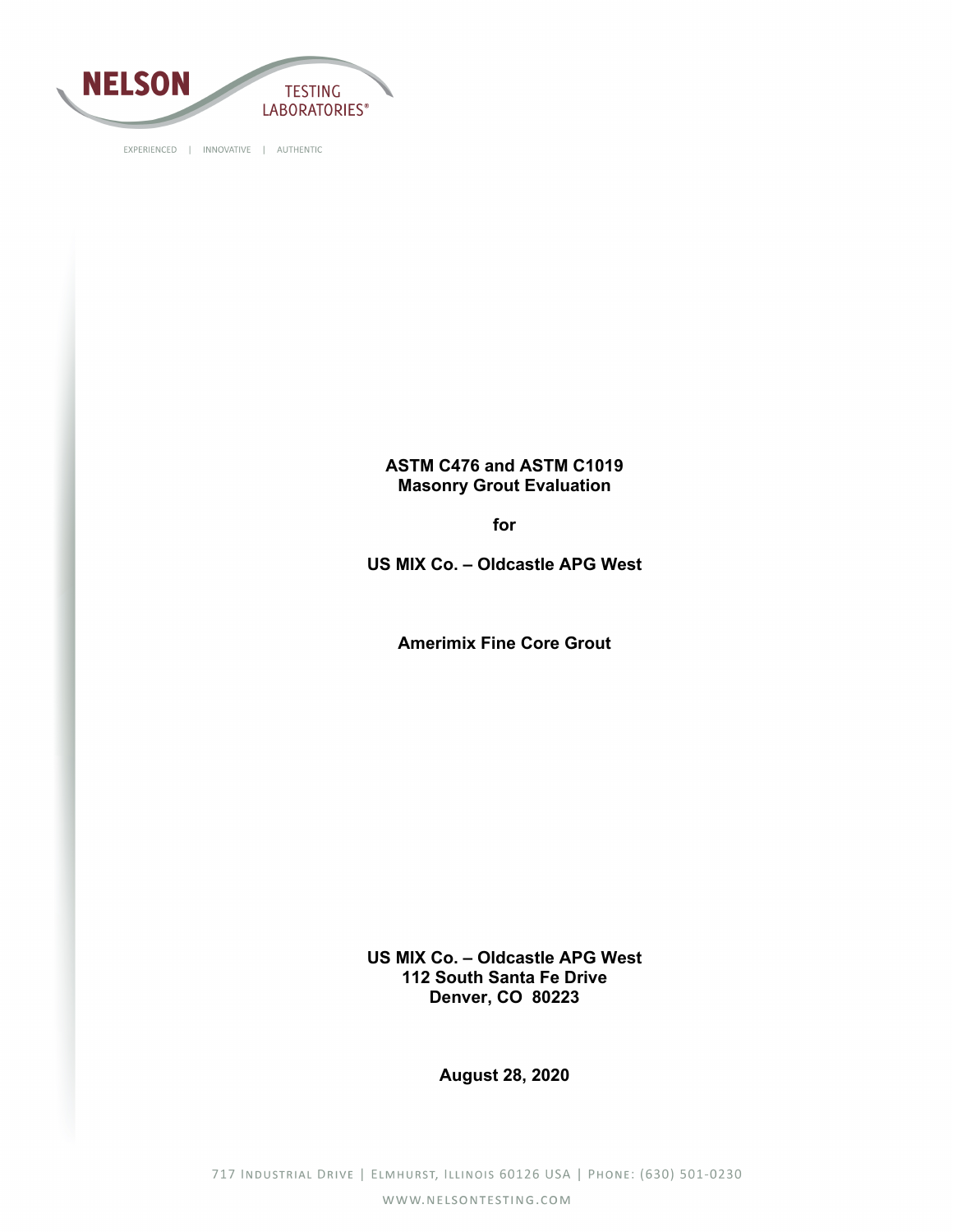NELSON TESTING LABORATORIES®

EXPERIENCED | INNOVATIVE | AUTHENTIC

# ASTM C476 and ASTM C1019 Masonry Grout Evaluation

**for**

**US MIX Co. – Oldcastle APG West**

**Amerimix Fine Core Grout**

**US MIX Co. – Oldcastle APG West**
**112 South Santa Fe Drive**
**Denver, CO 80223**

**August 28, 2020**

717 Industrial Drive | Elmhurst, Illinois 60126 USA | Phone: (630) 501-0230

www.nelsontesting.com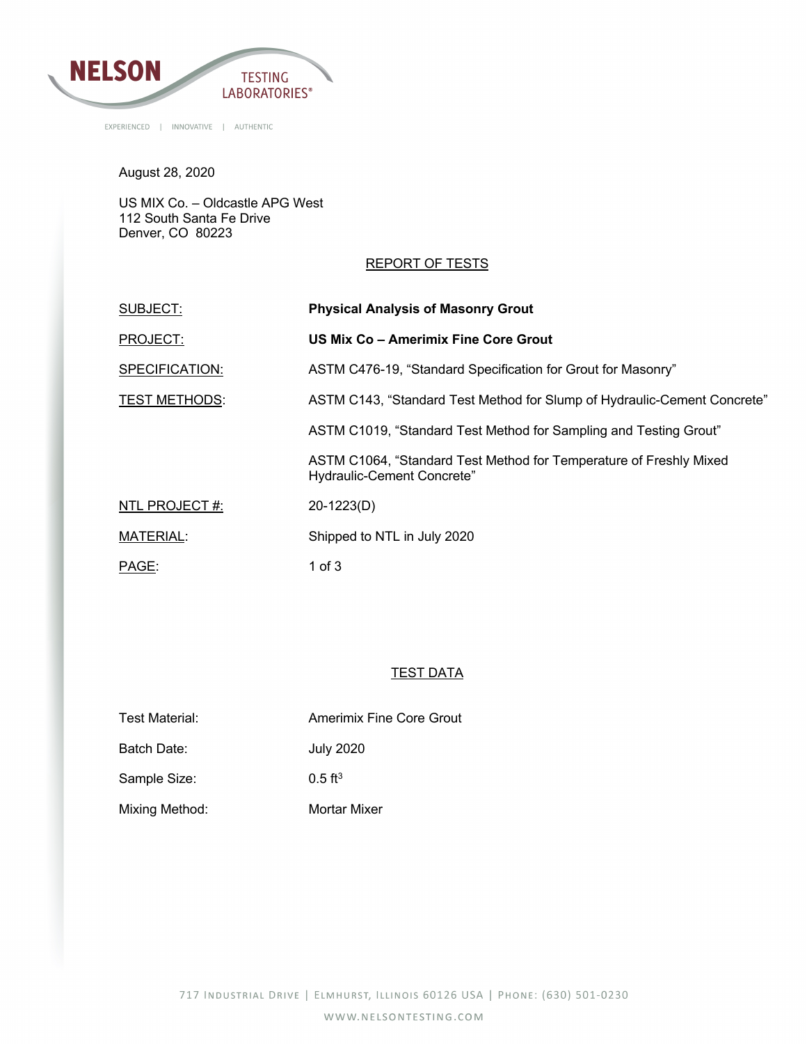August 28, 2020

US MIX Co. – Oldcastle APG West
112 South Santa Fe Drive
Denver, CO 80223

## REPORT OF TESTS

| | |
|---|---|
| SUBJECT: | **Physical Analysis of Masonry Grout** |
| PROJECT: | **US Mix Co – Amerimix Fine Core Grout** |
| SPECIFICATION: | ASTM C476-19, “Standard Specification for Grout for Masonry” |
| TEST METHODS: | ASTM C143, “Standard Test Method for Slump of Hydraulic-Cement Concrete” |
| | ASTM C1019, “Standard Test Method for Sampling and Testing Grout” |
| | ASTM C1064, “Standard Test Method for Temperature of Freshly Mixed Hydraulic-Cement Concrete” |
| NTL PROJECT #: | 20-1223(D) |
| MATERIAL: | Shipped to NTL in July 2020 |
| PAGE: | 1 of 3 |

## TEST DATA

| | |
|---|---|
| Test Material: | Amerimix Fine Core Grout |
| Batch Date: | July 2020 |
| Sample Size: | 0.5 $ft^3$ |
| Mixing Method: | Mortar Mixer |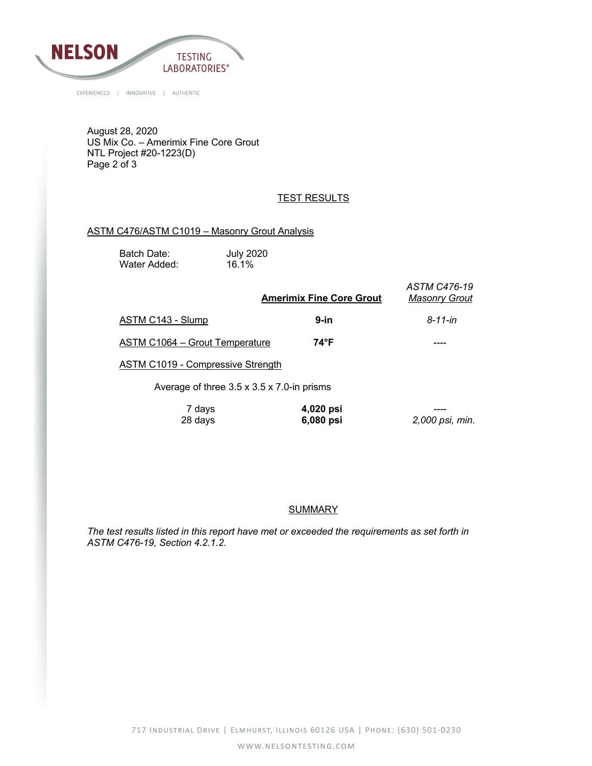August 28, 2020
US Mix Co. – Amerimix Fine Core Grout
NTL Project #20-1223(D)
Page 2 of 3

## TEST RESULTS

### ASTM C476/ASTM C1019 – Masonry Grout Analysis

Batch Date: July 2020
Water Added: 16.1%

| | **Amerimix Fine Core Grout** | *ASTM C476-19 Masonry Grout* |
|---|---|---|
| ASTM C143 - Slump | **9-in** | *8-11-in* |
| ASTM C1064 – Grout Temperature | **74°F** | ---- |
| ASTM C1019 - Compressive Strength | | |
| Average of three 3.5 x 3.5 x 7.0-in prisms | | |
| 7 days | **4,020 psi** | ---- |
| 28 days | **6,080 psi** | *2,000 psi, min.* |

## SUMMARY

*The test results listed in this report have met or exceeded the requirements as set forth in ASTM C476-19, Section 4.2.1.2.*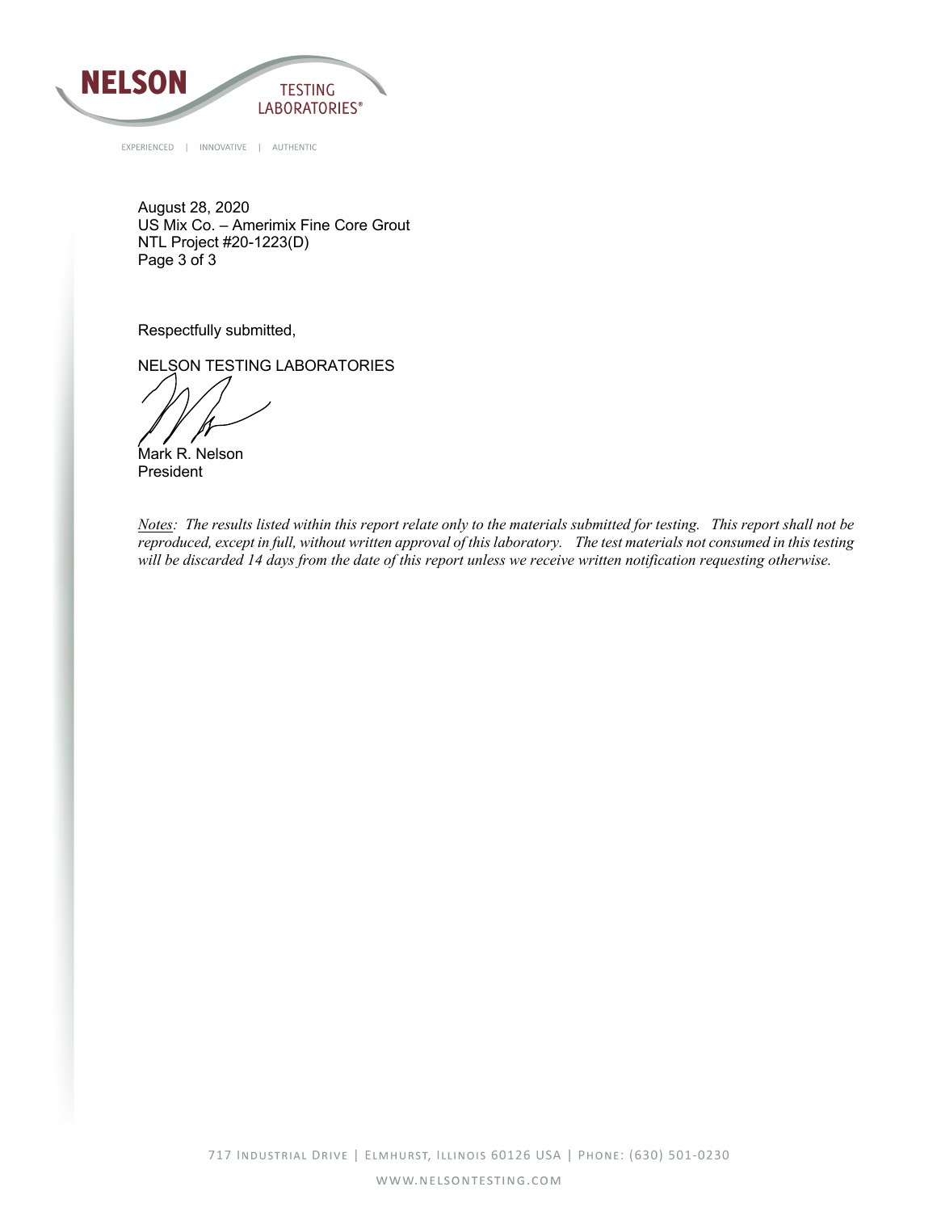August 28, 2020
US Mix Co. – Amerimix Fine Core Grout
NTL Project #20-1223(D)
Page 3 of 3

Respectfully submitted,

NELSON TESTING LABORATORIES

Mark R. Nelson
President

*Notes: The results listed within this report relate only to the materials submitted for testing. This report shall not be reproduced, except in full, without written approval of this laboratory. The test materials not consumed in this testing will be discarded 14 days from the date of this report unless we receive written notification requesting otherwise.*